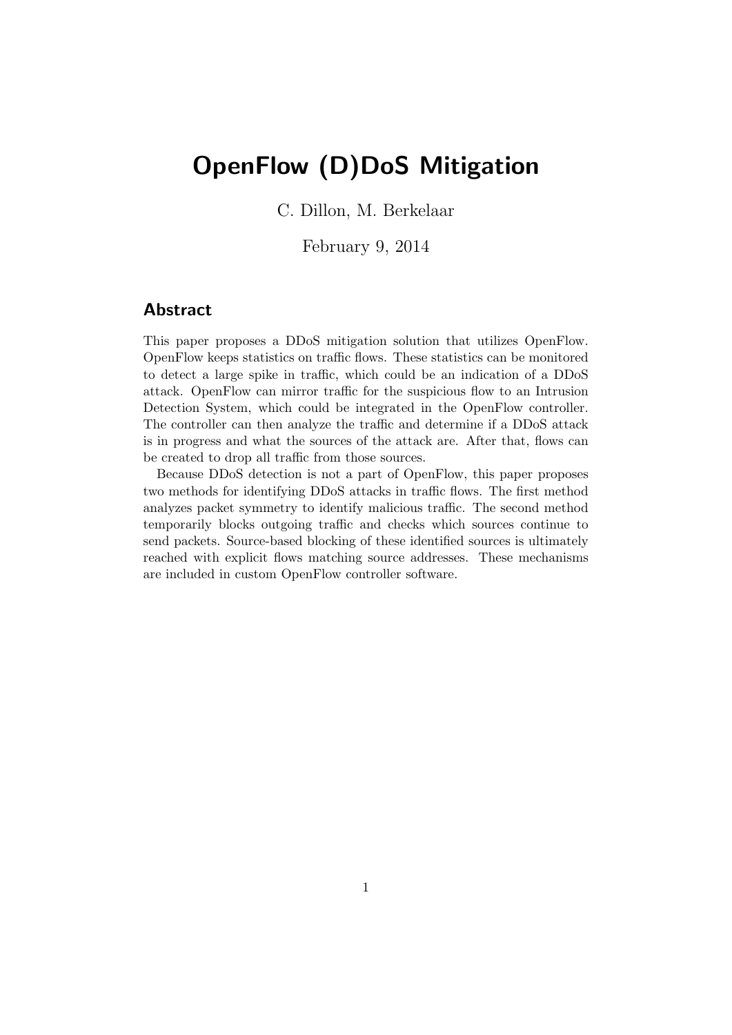# OpenFlow (D)DoS Mitigation

C. Dillon, M. Berkelaar

February 9, 2014

## Abstract

This paper proposes a DDoS mitigation solution that utilizes OpenFlow. OpenFlow keeps statistics on traffic flows. These statistics can be monitored to detect a large spike in traffic, which could be an indication of a DDoS attack. OpenFlow can mirror traffic for the suspicious flow to an Intrusion Detection System, which could be integrated in the OpenFlow controller. The controller can then analyze the traffic and determine if a DDoS attack is in progress and what the sources of the attack are. After that, flows can be created to drop all traffic from those sources.

Because DDoS detection is not a part of OpenFlow, this paper proposes two methods for identifying DDoS attacks in traffic flows. The first method analyzes packet symmetry to identify malicious traffic. The second method temporarily blocks outgoing traffic and checks which sources continue to send packets. Source-based blocking of these identified sources is ultimately reached with explicit flows matching source addresses. These mechanisms are included in custom OpenFlow controller software.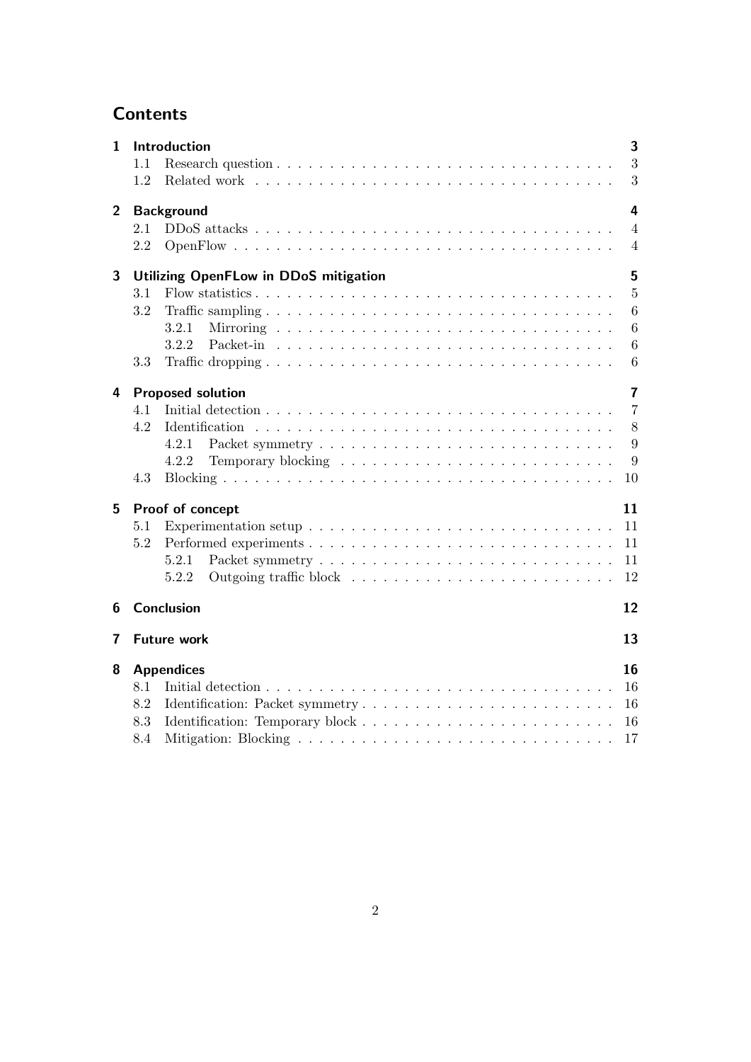# Contents

**1 Introduction** — 3
- 1.1 Research question — 3
- 1.2 Related work — 3

**2 Background** — 4
- 2.1 DDoS attacks — 4
- 2.2 OpenFlow — 4

**3 Utilizing OpenFLow in DDoS mitigation** — 5
- 3.1 Flow statistics — 5
- 3.2 Traffic sampling — 6
  - 3.2.1 Mirroring — 6
  - 3.2.2 Packet-in — 6
- 3.3 Traffic dropping — 6

**4 Proposed solution** — 7
- 4.1 Initial detection — 7
- 4.2 Identification — 8
  - 4.2.1 Packet symmetry — 9
  - 4.2.2 Temporary blocking — 9
- 4.3 Blocking — 10

**5 Proof of concept** — 11
- 5.1 Experimentation setup — 11
- 5.2 Performed experiments — 11
  - 5.2.1 Packet symmetry — 11
  - 5.2.2 Outgoing traffic block — 12

**6 Conclusion** — 12

**7 Future work** — 13

**8 Appendices** — 16
- 8.1 Initial detection — 16
- 8.2 Identification: Packet symmetry — 16
- 8.3 Identification: Temporary block — 16
- 8.4 Mitigation: Blocking — 17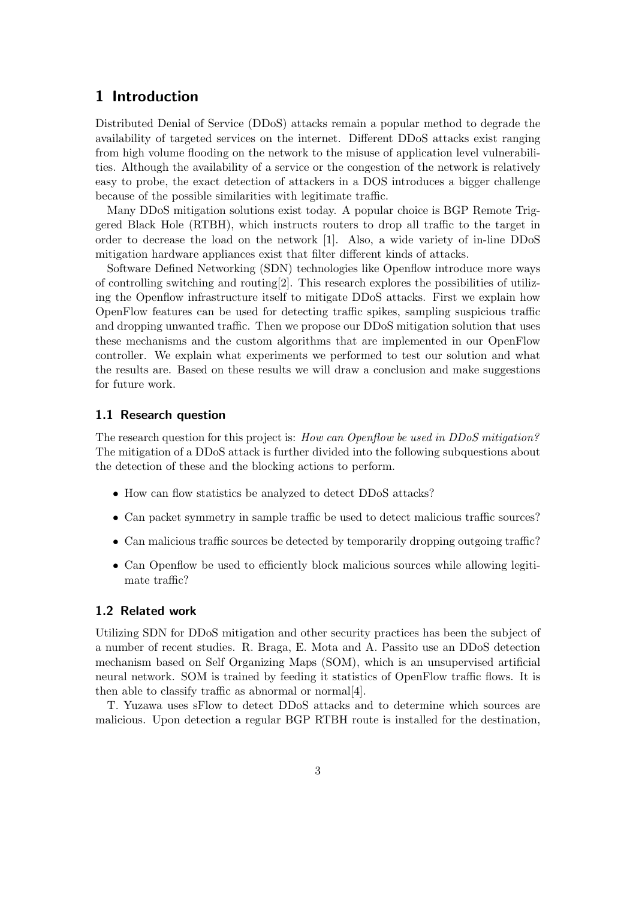# 1 Introduction

Distributed Denial of Service (DDoS) attacks remain a popular method to degrade the availability of targeted services on the internet. Different DDoS attacks exist ranging from high volume flooding on the network to the misuse of application level vulnerabilities. Although the availability of a service or the congestion of the network is relatively easy to probe, the exact detection of attackers in a DOS introduces a bigger challenge because of the possible similarities with legitimate traffic.

Many DDoS mitigation solutions exist today. A popular choice is BGP Remote Triggered Black Hole (RTBH), which instructs routers to drop all traffic to the target in order to decrease the load on the network [1]. Also, a wide variety of in-line DDoS mitigation hardware appliances exist that filter different kinds of attacks.

Software Defined Networking (SDN) technologies like Openflow introduce more ways of controlling switching and routing[2]. This research explores the possibilities of utilizing the Openflow infrastructure itself to mitigate DDoS attacks. First we explain how OpenFlow features can be used for detecting traffic spikes, sampling suspicious traffic and dropping unwanted traffic. Then we propose our DDoS mitigation solution that uses these mechanisms and the custom algorithms that are implemented in our OpenFlow controller. We explain what experiments we performed to test our solution and what the results are. Based on these results we will draw a conclusion and make suggestions for future work.

## 1.1 Research question

The research question for this project is: *How can Openflow be used in DDoS mitigation?* The mitigation of a DDoS attack is further divided into the following subquestions about the detection of these and the blocking actions to perform.

- How can flow statistics be analyzed to detect DDoS attacks?
- Can packet symmetry in sample traffic be used to detect malicious traffic sources?
- Can malicious traffic sources be detected by temporarily dropping outgoing traffic?
- Can Openflow be used to efficiently block malicious sources while allowing legitimate traffic?

## 1.2 Related work

Utilizing SDN for DDoS mitigation and other security practices has been the subject of a number of recent studies. R. Braga, E. Mota and A. Passito use an DDoS detection mechanism based on Self Organizing Maps (SOM), which is an unsupervised artificial neural network. SOM is trained by feeding it statistics of OpenFlow traffic flows. It is then able to classify traffic as abnormal or normal[4].

T. Yuzawa uses sFlow to detect DDoS attacks and to determine which sources are malicious. Upon detection a regular BGP RTBH route is installed for the destination,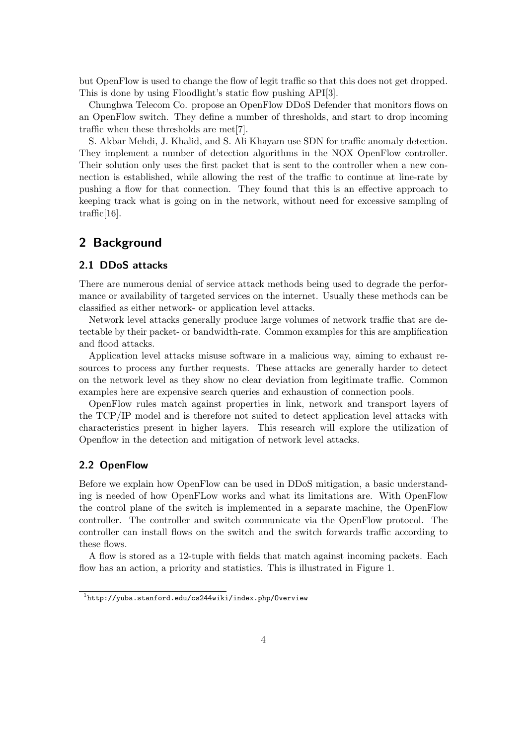but OpenFlow is used to change the flow of legit traffic so that this does not get dropped. This is done by using Floodlight's static flow pushing API[3].

Chunghwa Telecom Co. propose an OpenFlow DDoS Defender that monitors flows on an OpenFlow switch. They define a number of thresholds, and start to drop incoming traffic when these thresholds are met[7].

S. Akbar Mehdi, J. Khalid, and S. Ali Khayam use SDN for traffic anomaly detection. They implement a number of detection algorithms in the NOX OpenFlow controller. Their solution only uses the first packet that is sent to the controller when a new connection is established, while allowing the rest of the traffic to continue at line-rate by pushing a flow for that connection. They found that this is an effective approach to keeping track what is going on in the network, without need for excessive sampling of traffic[16].

## 2 Background

### 2.1 DDoS attacks

There are numerous denial of service attack methods being used to degrade the performance or availability of targeted services on the internet. Usually these methods can be classified as either network- or application level attacks.

Network level attacks generally produce large volumes of network traffic that are detectable by their packet- or bandwidth-rate. Common examples for this are amplification and flood attacks.

Application level attacks misuse software in a malicious way, aiming to exhaust resources to process any further requests. These attacks are generally harder to detect on the network level as they show no clear deviation from legitimate traffic. Common examples here are expensive search queries and exhaustion of connection pools.

OpenFlow rules match against properties in link, network and transport layers of the TCP/IP model and is therefore not suited to detect application level attacks with characteristics present in higher layers. This research will explore the utilization of Openflow in the detection and mitigation of network level attacks.

### 2.2 OpenFlow

Before we explain how OpenFlow can be used in DDoS mitigation, a basic understanding is needed of how OpenFLow works and what its limitations are. With OpenFlow the control plane of the switch is implemented in a separate machine, the OpenFlow controller. The controller and switch communicate via the OpenFlow protocol. The controller can install flows on the switch and the switch forwards traffic according to these flows.

A flow is stored as a 12-tuple with fields that match against incoming packets. Each flow has an action, a priority and statistics. This is illustrated in Figure 1.

[1] http://yuba.stanford.edu/cs244wiki/index.php/Overview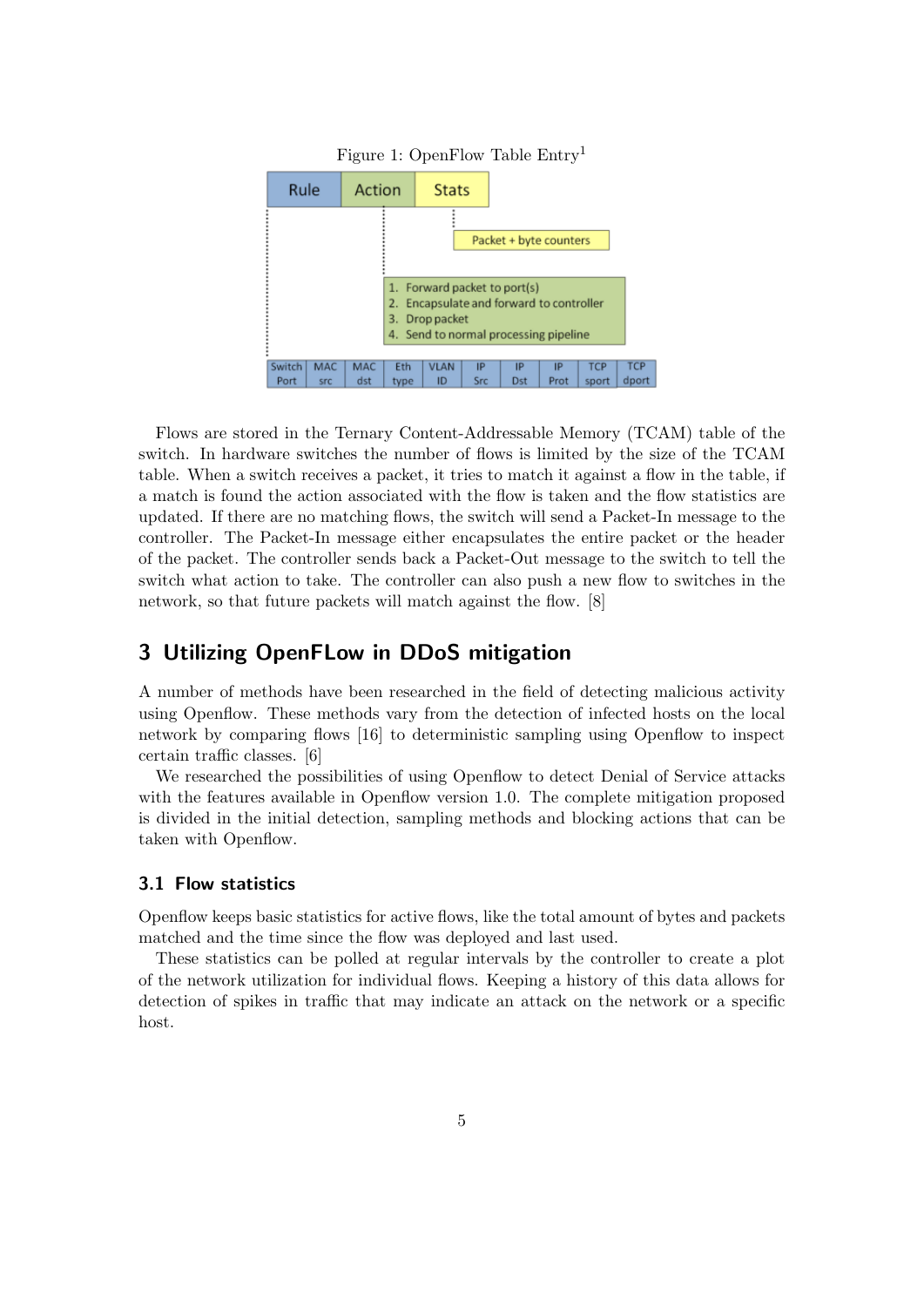Figure 1: OpenFlow Table Entry[1]

Flows are stored in the Ternary Content-Addressable Memory (TCAM) table of the switch. In hardware switches the number of flows is limited by the size of the TCAM table. When a switch receives a packet, it tries to match it against a flow in the table, if a match is found the action associated with the flow is taken and the flow statistics are updated. If there are no matching flows, the switch will send a Packet-In message to the controller. The Packet-In message either encapsulates the entire packet or the header of the packet. The controller sends back a Packet-Out message to the switch to tell the switch what action to take. The controller can also push a new flow to switches in the network, so that future packets will match against the flow. [8]

## 3 Utilizing OpenFLow in DDoS mitigation

A number of methods have been researched in the field of detecting malicious activity using Openflow. These methods vary from the detection of infected hosts on the local network by comparing flows [16] to deterministic sampling using Openflow to inspect certain traffic classes. [6]

We researched the possibilities of using Openflow to detect Denial of Service attacks with the features available in Openflow version 1.0. The complete mitigation proposed is divided in the initial detection, sampling methods and blocking actions that can be taken with Openflow.

### 3.1 Flow statistics

Openflow keeps basic statistics for active flows, like the total amount of bytes and packets matched and the time since the flow was deployed and last used.

These statistics can be polled at regular intervals by the controller to create a plot of the network utilization for individual flows. Keeping a history of this data allows for detection of spikes in traffic that may indicate an attack on the network or a specific host.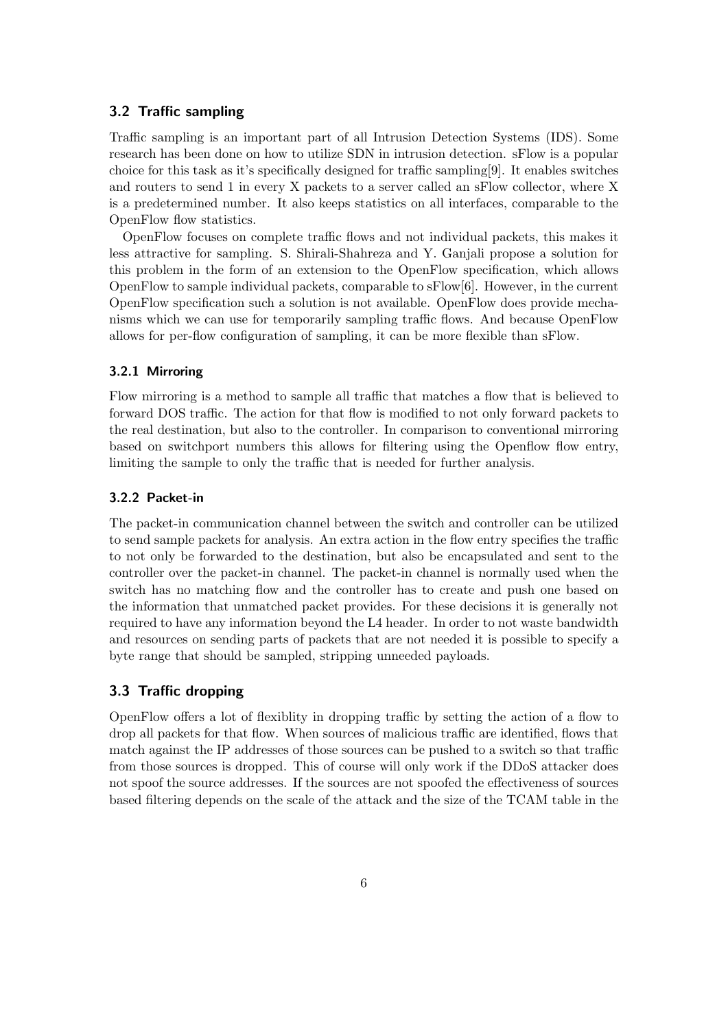## 3.2 Traffic sampling

Traffic sampling is an important part of all Intrusion Detection Systems (IDS). Some research has been done on how to utilize SDN in intrusion detection. sFlow is a popular choice for this task as it's specifically designed for traffic sampling[9]. It enables switches and routers to send 1 in every X packets to a server called an sFlow collector, where X is a predetermined number. It also keeps statistics on all interfaces, comparable to the OpenFlow flow statistics.

OpenFlow focuses on complete traffic flows and not individual packets, this makes it less attractive for sampling. S. Shirali-Shahreza and Y. Ganjali propose a solution for this problem in the form of an extension to the OpenFlow specification, which allows OpenFlow to sample individual packets, comparable to sFlow[6]. However, in the current OpenFlow specification such a solution is not available. OpenFlow does provide mechanisms which we can use for temporarily sampling traffic flows. And because OpenFlow allows for per-flow configuration of sampling, it can be more flexible than sFlow.

### 3.2.1 Mirroring

Flow mirroring is a method to sample all traffic that matches a flow that is believed to forward DOS traffic. The action for that flow is modified to not only forward packets to the real destination, but also to the controller. In comparison to conventional mirroring based on switchport numbers this allows for filtering using the Openflow flow entry, limiting the sample to only the traffic that is needed for further analysis.

### 3.2.2 Packet-in

The packet-in communication channel between the switch and controller can be utilized to send sample packets for analysis. An extra action in the flow entry specifies the traffic to not only be forwarded to the destination, but also be encapsulated and sent to the controller over the packet-in channel. The packet-in channel is normally used when the switch has no matching flow and the controller has to create and push one based on the information that unmatched packet provides. For these decisions it is generally not required to have any information beyond the L4 header. In order to not waste bandwidth and resources on sending parts of packets that are not needed it is possible to specify a byte range that should be sampled, stripping unneeded payloads.

## 3.3 Traffic dropping

OpenFlow offers a lot of flexiblity in dropping traffic by setting the action of a flow to drop all packets for that flow. When sources of malicious traffic are identified, flows that match against the IP addresses of those sources can be pushed to a switch so that traffic from those sources is dropped. This of course will only work if the DDoS attacker does not spoof the source addresses. If the sources are not spoofed the effectiveness of sources based filtering depends on the scale of the attack and the size of the TCAM table in the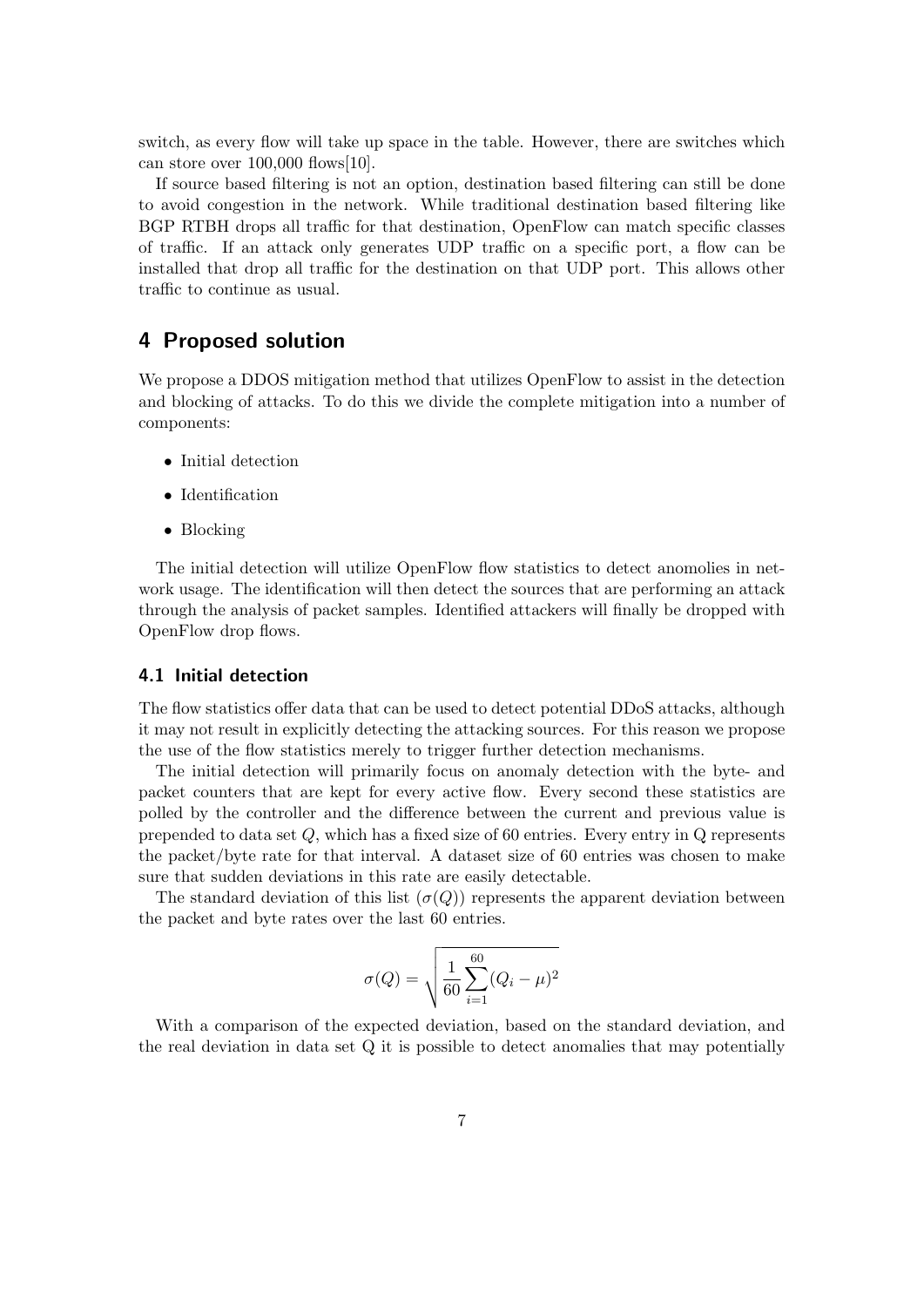switch, as every flow will take up space in the table. However, there are switches which can store over 100,000 flows[10].

If source based filtering is not an option, destination based filtering can still be done to avoid congestion in the network. While traditional destination based filtering like BGP RTBH drops all traffic for that destination, OpenFlow can match specific classes of traffic. If an attack only generates UDP traffic on a specific port, a flow can be installed that drop all traffic for the destination on that UDP port. This allows other traffic to continue as usual.

## 4 Proposed solution

We propose a DDOS mitigation method that utilizes OpenFlow to assist in the detection and blocking of attacks. To do this we divide the complete mitigation into a number of components:

- Initial detection
- Identification
- Blocking

The initial detection will utilize OpenFlow flow statistics to detect anomolies in network usage. The identification will then detect the sources that are performing an attack through the analysis of packet samples. Identified attackers will finally be dropped with OpenFlow drop flows.

### 4.1 Initial detection

The flow statistics offer data that can be used to detect potential DDoS attacks, although it may not result in explicitly detecting the attacking sources. For this reason we propose the use of the flow statistics merely to trigger further detection mechanisms.

The initial detection will primarily focus on anomaly detection with the byte- and packet counters that are kept for every active flow. Every second these statistics are polled by the controller and the difference between the current and previous value is prepended to data set $Q$, which has a fixed size of 60 entries. Every entry in Q represents the packet/byte rate for that interval. A dataset size of 60 entries was chosen to make sure that sudden deviations in this rate are easily detectable.

The standard deviation of this list ($\sigma(Q)$) represents the apparent deviation between the packet and byte rates over the last 60 entries.

$$\sigma(Q) = \sqrt{\frac{1}{60}\sum_{i=1}^{60}(Q_i - \mu)^2}$$

With a comparison of the expected deviation, based on the standard deviation, and the real deviation in data set Q it is possible to detect anomalies that may potentially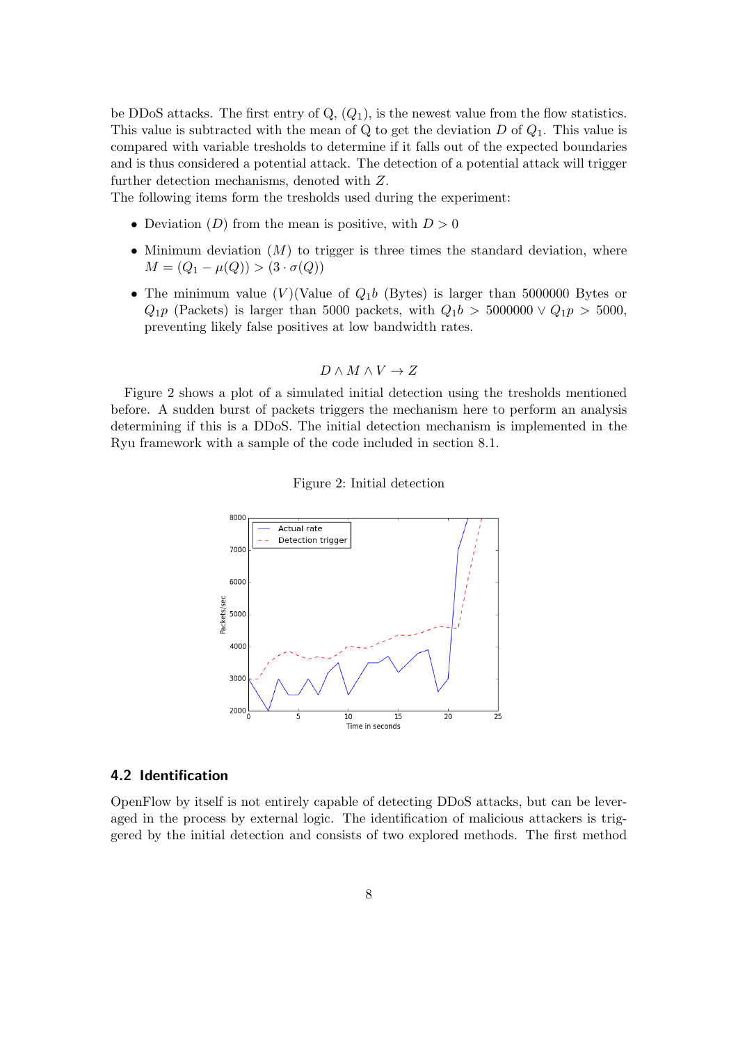be DDoS attacks. The first entry of Q, ($Q_1$), is the newest value from the flow statistics. This value is subtracted with the mean of Q to get the deviation $D$ of $Q_1$. This value is compared with variable tresholds to determine if it falls out of the expected boundaries and is thus considered a potential attack. The detection of a potential attack will trigger further detection mechanisms, denoted with $Z$.
The following items form the tresholds used during the experiment:

- Deviation ($D$) from the mean is positive, with $D > 0$
- Minimum deviation ($M$) to trigger is three times the standard deviation, where $M = (Q_1 - \mu(Q)) > (3 \cdot \sigma(Q))$
- The minimum value ($V$)(Value of $Q_1b$ (Bytes) is larger than 5000000 Bytes or $Q_1p$ (Packets) is larger than 5000 packets, with $Q_1b > 5000000 \lor Q_1p > 5000$, preventing likely false positives at low bandwidth rates.

$$D \land M \land V \rightarrow Z$$

Figure 2 shows a plot of a simulated initial detection using the tresholds mentioned before. A sudden burst of packets triggers the mechanism here to perform an analysis determining if this is a DDoS. The initial detection mechanism is implemented in the Ryu framework with a sample of the code included in section 8.1.

Figure 2: Initial detection

## 4.2 Identification

OpenFlow by itself is not entirely capable of detecting DDoS attacks, but can be leveraged in the process by external logic. The identification of malicious attackers is triggered by the initial detection and consists of two explored methods. The first method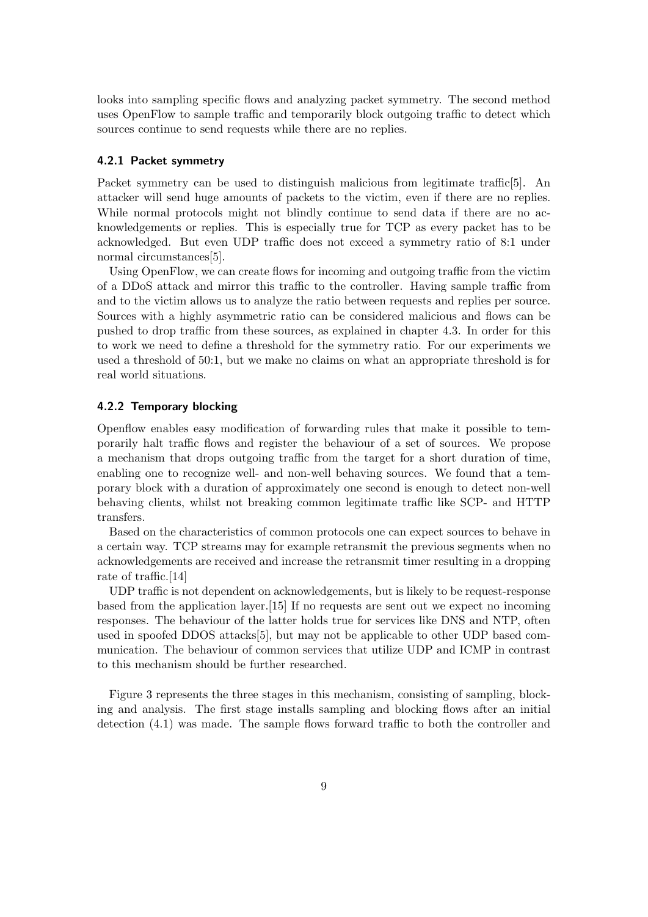looks into sampling specific flows and analyzing packet symmetry. The second method uses OpenFlow to sample traffic and temporarily block outgoing traffic to detect which sources continue to send requests while there are no replies.

### 4.2.1 Packet symmetry

Packet symmetry can be used to distinguish malicious from legitimate traffic[5]. An attacker will send huge amounts of packets to the victim, even if there are no replies. While normal protocols might not blindly continue to send data if there are no acknowledgements or replies. This is especially true for TCP as every packet has to be acknowledged. But even UDP traffic does not exceed a symmetry ratio of 8:1 under normal circumstances[5].

Using OpenFlow, we can create flows for incoming and outgoing traffic from the victim of a DDoS attack and mirror this traffic to the controller. Having sample traffic from and to the victim allows us to analyze the ratio between requests and replies per source. Sources with a highly asymmetric ratio can be considered malicious and flows can be pushed to drop traffic from these sources, as explained in chapter 4.3. In order for this to work we need to define a threshold for the symmetry ratio. For our experiments we used a threshold of 50:1, but we make no claims on what an appropriate threshold is for real world situations.

### 4.2.2 Temporary blocking

Openflow enables easy modification of forwarding rules that make it possible to temporarily halt traffic flows and register the behaviour of a set of sources. We propose a mechanism that drops outgoing traffic from the target for a short duration of time, enabling one to recognize well- and non-well behaving sources. We found that a temporary block with a duration of approximately one second is enough to detect non-well behaving clients, whilst not breaking common legitimate traffic like SCP- and HTTP transfers.

Based on the characteristics of common protocols one can expect sources to behave in a certain way. TCP streams may for example retransmit the previous segments when no acknowledgements are received and increase the retransmit timer resulting in a dropping rate of traffic.[14]

UDP traffic is not dependent on acknowledgements, but is likely to be request-response based from the application layer.[15] If no requests are sent out we expect no incoming responses. The behaviour of the latter holds true for services like DNS and NTP, often used in spoofed DDOS attacks[5], but may not be applicable to other UDP based communication. The behaviour of common services that utilize UDP and ICMP in contrast to this mechanism should be further researched.

Figure 3 represents the three stages in this mechanism, consisting of sampling, blocking and analysis. The first stage installs sampling and blocking flows after an initial detection (4.1) was made. The sample flows forward traffic to both the controller and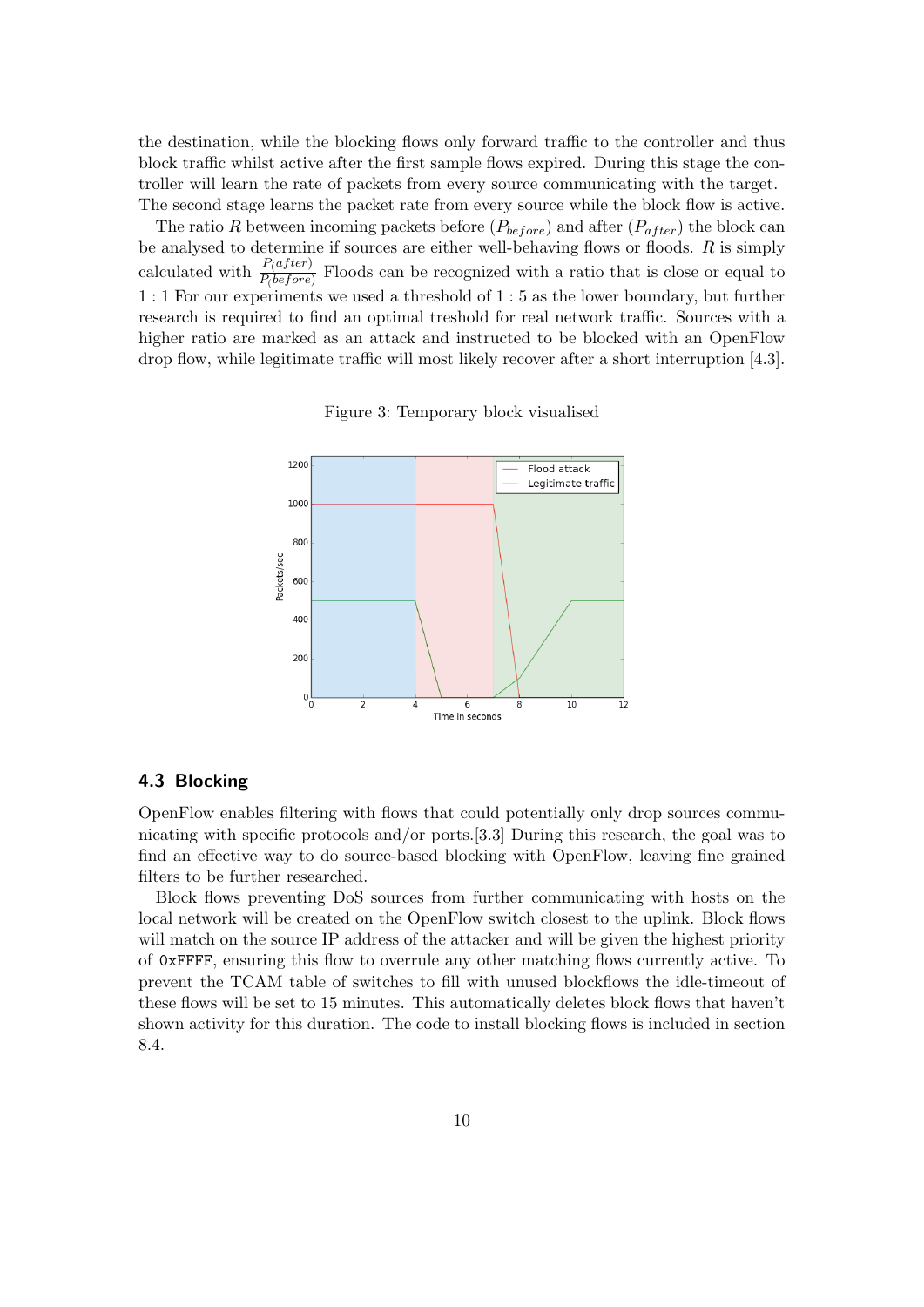the destination, while the blocking flows only forward traffic to the controller and thus block traffic whilst active after the first sample flows expired. During this stage the controller will learn the rate of packets from every source communicating with the target. The second stage learns the packet rate from every source while the block flow is active.

The ratio $R$ between incoming packets before ($P_{before}$) and after ($P_{after}$) the block can be analysed to determine if sources are either well-behaving flows or floods. $R$ is simply calculated with $\frac{P_(after)}{P_(before)}$ Floods can be recognized with a ratio that is close or equal to $1:1$ For our experiments we used a threshold of $1:5$ as the lower boundary, but further research is required to find an optimal treshold for real network traffic. Sources with a higher ratio are marked as an attack and instructed to be blocked with an OpenFlow drop flow, while legitimate traffic will most likely recover after a short interruption [4.3].

Figure 3: Temporary block visualised

### 4.3 Blocking

OpenFlow enables filtering with flows that could potentially only drop sources communicating with specific protocols and/or ports.[3.3] During this research, the goal was to find an effective way to do source-based blocking with OpenFlow, leaving fine grained filters to be further researched.

Block flows preventing DoS sources from further communicating with hosts on the local network will be created on the OpenFlow switch closest to the uplink. Block flows will match on the source IP address of the attacker and will be given the highest priority of `0xFFFF`, ensuring this flow to overrule any other matching flows currently active. To prevent the TCAM table of switches to fill with unused blockflows the idle-timeout of these flows will be set to 15 minutes. This automatically deletes block flows that haven't shown activity for this duration. The code to install blocking flows is included in section 8.4.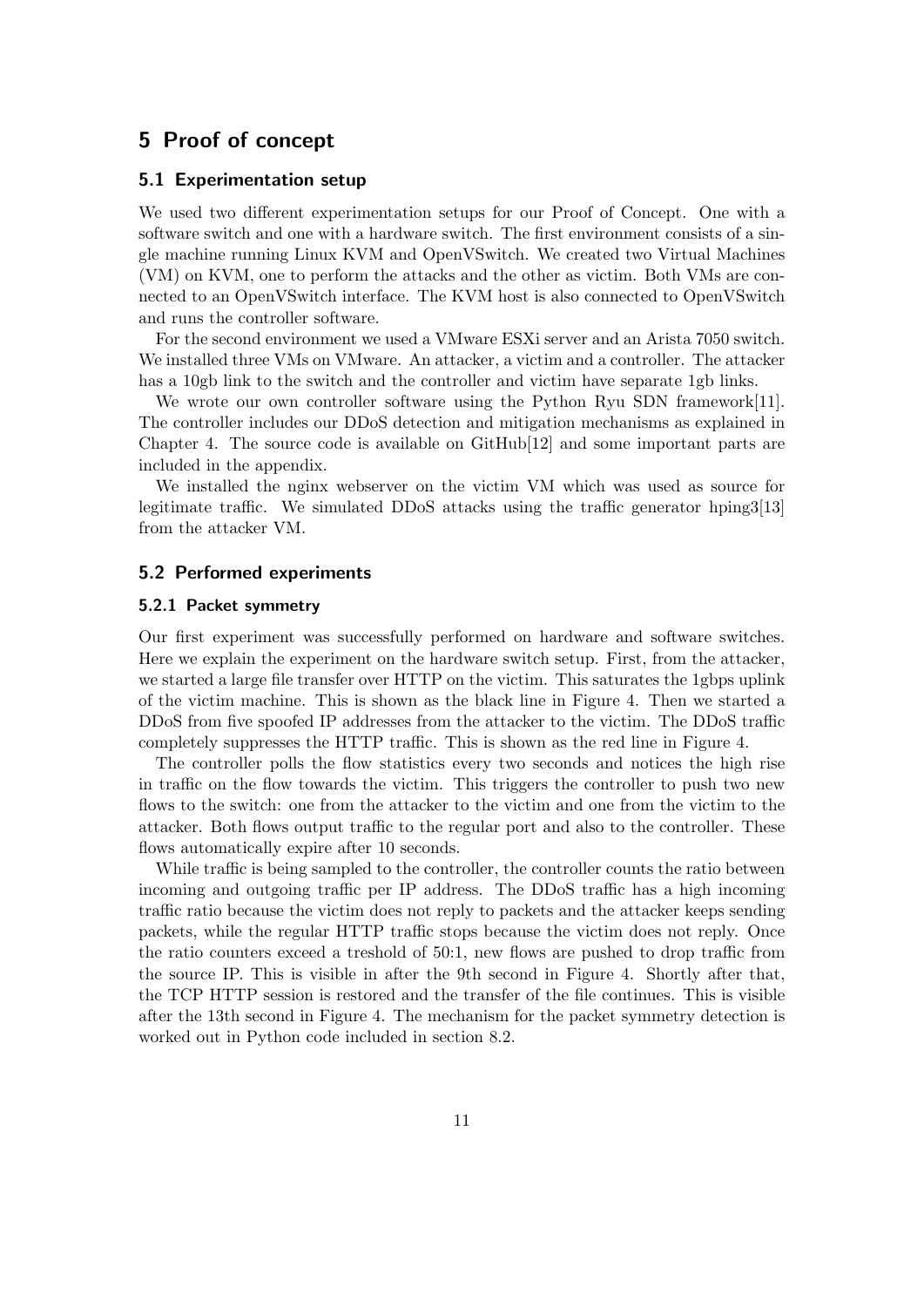# 5 Proof of concept

## 5.1 Experimentation setup

We used two different experimentation setups for our Proof of Concept. One with a software switch and one with a hardware switch. The first environment consists of a single machine running Linux KVM and OpenVSwitch. We created two Virtual Machines (VM) on KVM, one to perform the attacks and the other as victim. Both VMs are connected to an OpenVSwitch interface. The KVM host is also connected to OpenVSwitch and runs the controller software.

For the second environment we used a VMware ESXi server and an Arista 7050 switch. We installed three VMs on VMware. An attacker, a victim and a controller. The attacker has a 10gb link to the switch and the controller and victim have separate 1gb links.

We wrote our own controller software using the Python Ryu SDN framework[11]. The controller includes our DDoS detection and mitigation mechanisms as explained in Chapter 4. The source code is available on GitHub[12] and some important parts are included in the appendix.

We installed the nginx webserver on the victim VM which was used as source for legitimate traffic. We simulated DDoS attacks using the traffic generator hping3[13] from the attacker VM.

## 5.2 Performed experiments

### 5.2.1 Packet symmetry

Our first experiment was successfully performed on hardware and software switches. Here we explain the experiment on the hardware switch setup. First, from the attacker, we started a large file transfer over HTTP on the victim. This saturates the 1gbps uplink of the victim machine. This is shown as the black line in Figure 4. Then we started a DDoS from five spoofed IP addresses from the attacker to the victim. The DDoS traffic completely suppresses the HTTP traffic. This is shown as the red line in Figure 4.

The controller polls the flow statistics every two seconds and notices the high rise in traffic on the flow towards the victim. This triggers the controller to push two new flows to the switch: one from the attacker to the victim and one from the victim to the attacker. Both flows output traffic to the regular port and also to the controller. These flows automatically expire after 10 seconds.

While traffic is being sampled to the controller, the controller counts the ratio between incoming and outgoing traffic per IP address. The DDoS traffic has a high incoming traffic ratio because the victim does not reply to packets and the attacker keeps sending packets, while the regular HTTP traffic stops because the victim does not reply. Once the ratio counters exceed a treshold of 50:1, new flows are pushed to drop traffic from the source IP. This is visible in after the 9th second in Figure 4. Shortly after that, the TCP HTTP session is restored and the transfer of the file continues. This is visible after the 13th second in Figure 4. The mechanism for the packet symmetry detection is worked out in Python code included in section 8.2.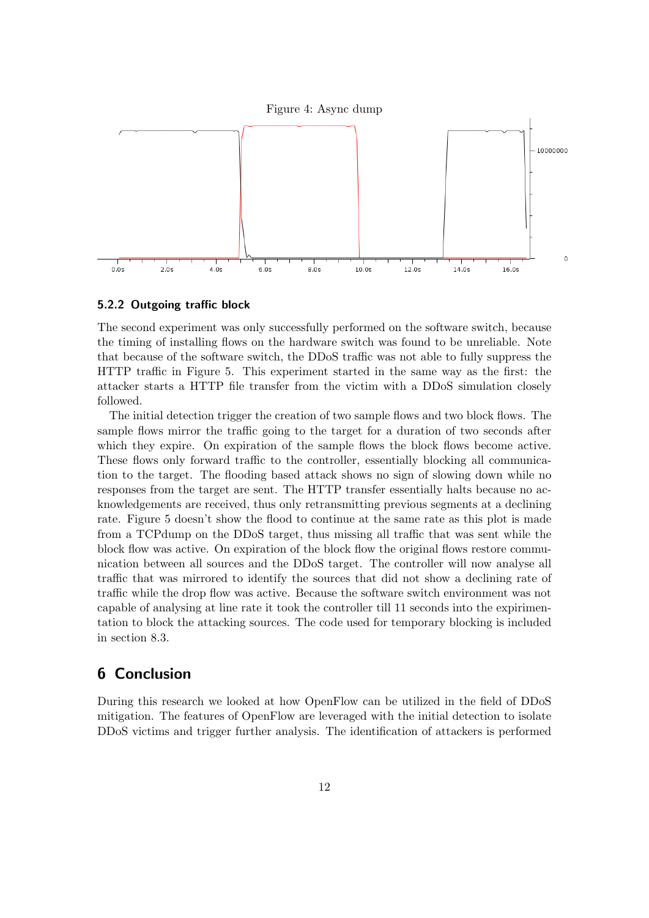Figure 4: Async dump

### 5.2.2 Outgoing traffic block

The second experiment was only successfully performed on the software switch, because the timing of installing flows on the hardware switch was found to be unreliable. Note that because of the software switch, the DDoS traffic was not able to fully suppress the HTTP traffic in Figure 5. This experiment started in the same way as the first: the attacker starts a HTTP file transfer from the victim with a DDoS simulation closely followed.

The initial detection trigger the creation of two sample flows and two block flows. The sample flows mirror the traffic going to the target for a duration of two seconds after which they expire. On expiration of the sample flows the block flows become active. These flows only forward traffic to the controller, essentially blocking all communication to the target. The flooding based attack shows no sign of slowing down while no responses from the target are sent. The HTTP transfer essentially halts because no acknowledgements are received, thus only retransmitting previous segments at a declining rate. Figure 5 doesn't show the flood to continue at the same rate as this plot is made from a TCPdump on the DDoS target, thus missing all traffic that was sent while the block flow was active. On expiration of the block flow the original flows restore communication between all sources and the DDoS target. The controller will now analyse all traffic that was mirrored to identify the sources that did not show a declining rate of traffic while the drop flow was active. Because the software switch environment was not capable of analysing at line rate it took the controller till 11 seconds into the expirimentation to block the attacking sources. The code used for temporary blocking is included in section 8.3.

## 6 Conclusion

During this research we looked at how OpenFlow can be utilized in the field of DDoS mitigation. The features of OpenFlow are leveraged with the initial detection to isolate DDoS victims and trigger further analysis. The identification of attackers is performed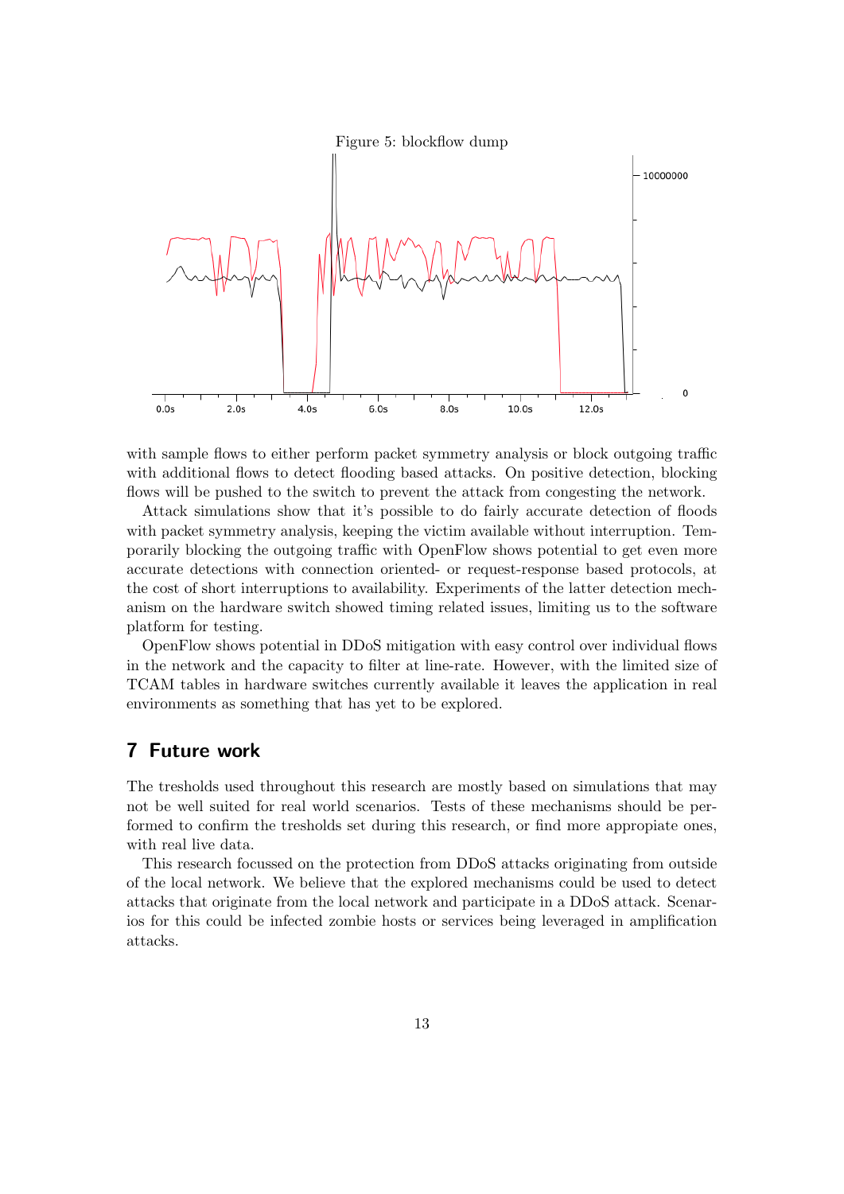Figure 5: blockflow dump

with sample flows to either perform packet symmetry analysis or block outgoing traffic with additional flows to detect flooding based attacks. On positive detection, blocking flows will be pushed to the switch to prevent the attack from congesting the network.

Attack simulations show that it's possible to do fairly accurate detection of floods with packet symmetry analysis, keeping the victim available without interruption. Temporarily blocking the outgoing traffic with OpenFlow shows potential to get even more accurate detections with connection oriented- or request-response based protocols, at the cost of short interruptions to availability. Experiments of the latter detection mechanism on the hardware switch showed timing related issues, limiting us to the software platform for testing.

OpenFlow shows potential in DDoS mitigation with easy control over individual flows in the network and the capacity to filter at line-rate. However, with the limited size of TCAM tables in hardware switches currently available it leaves the application in real environments as something that has yet to be explored.

## 7 Future work

The tresholds used throughout this research are mostly based on simulations that may not be well suited for real world scenarios. Tests of these mechanisms should be performed to confirm the tresholds set during this research, or find more appropiate ones, with real live data.

This research focussed on the protection from DDoS attacks originating from outside of the local network. We believe that the explored mechanisms could be used to detect attacks that originate from the local network and participate in a DDoS attack. Scenarios for this could be infected zombie hosts or services being leveraged in amplification attacks.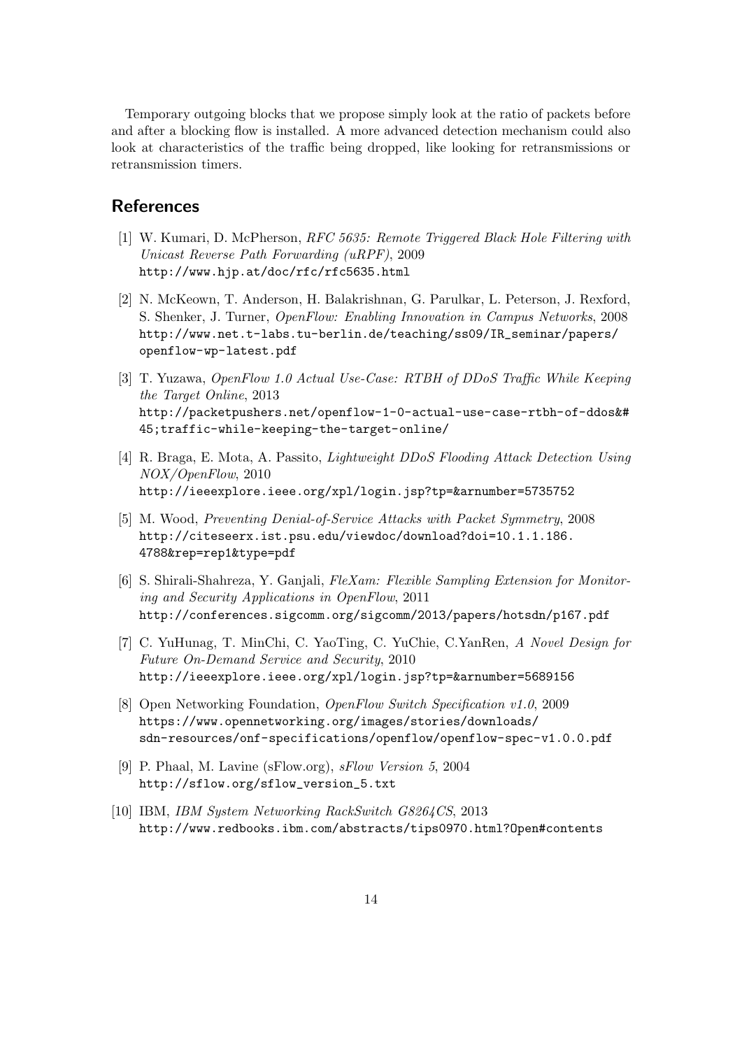Temporary outgoing blocks that we propose simply look at the ratio of packets before and after a blocking flow is installed. A more advanced detection mechanism could also look at characteristics of the traffic being dropped, like looking for retransmissions or retransmission timers.

## References

[1] W. Kumari, D. McPherson, *RFC 5635: Remote Triggered Black Hole Filtering with Unicast Reverse Path Forwarding (uRPF)*, 2009
http://www.hjp.at/doc/rfc/rfc5635.html

[2] N. McKeown, T. Anderson, H. Balakrishnan, G. Parulkar, L. Peterson, J. Rexford, S. Shenker, J. Turner, *OpenFlow: Enabling Innovation in Campus Networks*, 2008
http://www.net.t-labs.tu-berlin.de/teaching/ss09/IR_seminar/papers/openflow-wp-latest.pdf

[3] T. Yuzawa, *OpenFlow 1.0 Actual Use-Case: RTBH of DDoS Traffic While Keeping the Target Online*, 2013
http://packetpushers.net/openflow-1-0-actual-use-case-rtbh-of-ddos&#45;traffic-while-keeping-the-target-online/

[4] R. Braga, E. Mota, A. Passito, *Lightweight DDoS Flooding Attack Detection Using NOX/OpenFlow*, 2010
http://ieeexplore.ieee.org/xpl/login.jsp?tp=&arnumber=5735752

[5] M. Wood, *Preventing Denial-of-Service Attacks with Packet Symmetry*, 2008
http://citeseerx.ist.psu.edu/viewdoc/download?doi=10.1.1.186.4788&rep=rep1&type=pdf

[6] S. Shirali-Shahreza, Y. Ganjali, *FleXam: Flexible Sampling Extension for Monitoring and Security Applications in OpenFlow*, 2011
http://conferences.sigcomm.org/sigcomm/2013/papers/hotsdn/p167.pdf

[7] C. YuHunag, T. MinChi, C. YaoTing, C. YuChie, C.YanRen, *A Novel Design for Future On-Demand Service and Security*, 2010
http://ieeexplore.ieee.org/xpl/login.jsp?tp=&arnumber=5689156

[8] Open Networking Foundation, *OpenFlow Switch Specification v1.0*, 2009
https://www.opennetworking.org/images/stories/downloads/sdn-resources/onf-specifications/openflow/openflow-spec-v1.0.0.pdf

[9] P. Phaal, M. Lavine (sFlow.org), *sFlow Version 5*, 2004
http://sflow.org/sflow_version_5.txt

[10] IBM, *IBM System Networking RackSwitch G8264CS*, 2013
http://www.redbooks.ibm.com/abstracts/tips0970.html?Open#contents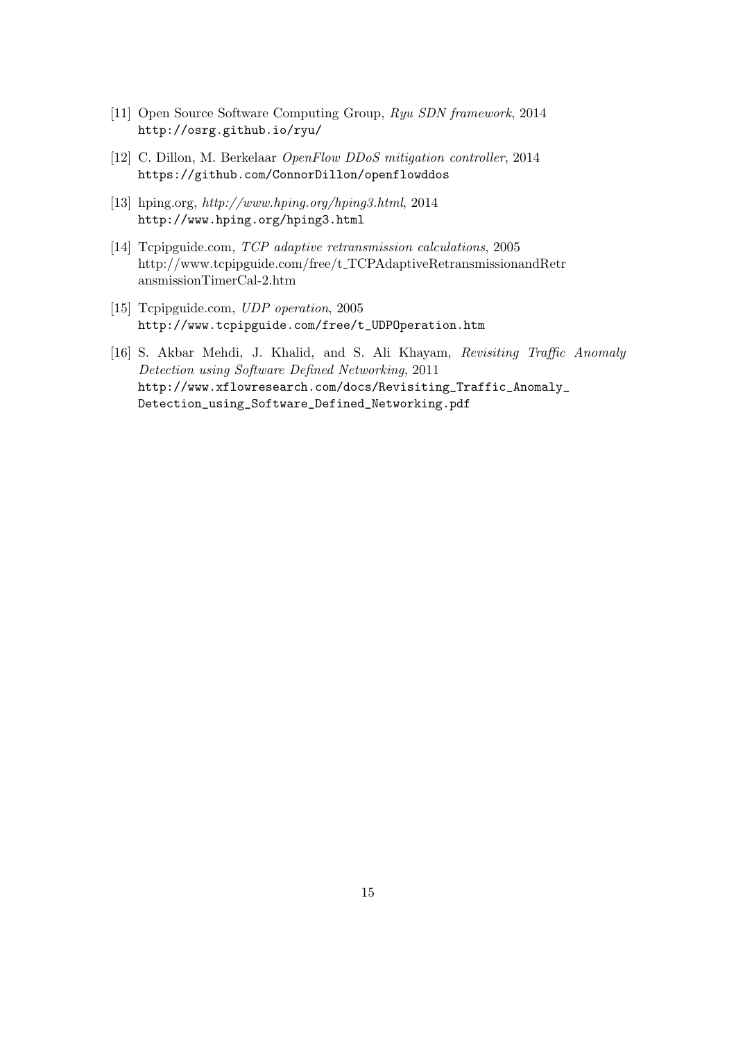[11] Open Source Software Computing Group, *Ryu SDN framework*, 2014
http://osrg.github.io/ryu/

[12] C. Dillon, M. Berkelaar *OpenFlow DDoS mitigation controller*, 2014
https://github.com/ConnorDillon/openflowddos

[13] hping.org, *http://www.hping.org/hping3.html*, 2014
http://www.hping.org/hping3.html

[14] Tcpipguide.com, *TCP adaptive retransmission calculations*, 2005
http://www.tcpipguide.com/free/t_TCPAdaptiveRetransmissionandRetr
ansmissionTimerCal-2.htm

[15] Tcpipguide.com, *UDP operation*, 2005
http://www.tcpipguide.com/free/t_UDPOperation.htm

[16] S. Akbar Mehdi, J. Khalid, and S. Ali Khayam, *Revisiting Traffic Anomaly Detection using Software Defined Networking*, 2011
http://www.xflowresearch.com/docs/Revisiting_Traffic_Anomaly_
Detection_using_Software_Defined_Networking.pdf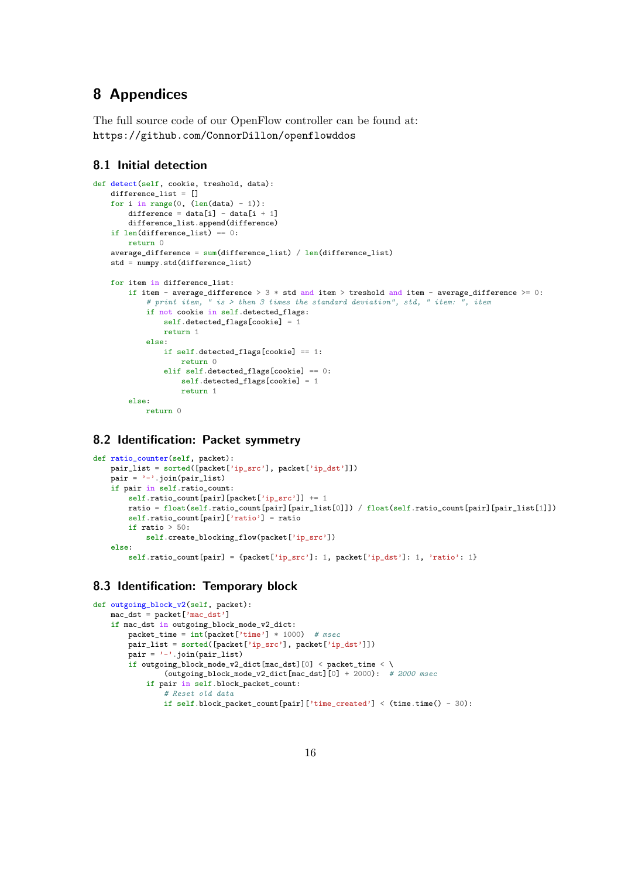# 8 Appendices

The full source code of our OpenFlow controller can be found at:
https://github.com/ConnorDillon/openflowddos

## 8.1 Initial detection

```
def detect(self, cookie, treshold, data):
    difference_list = []
    for i in range(0, (len(data) - 1)):
        difference = data[i] - data[i + 1]
        difference_list.append(difference)
    if len(difference_list) == 0:
        return 0
    average_difference = sum(difference_list) / len(difference_list)
    std = numpy.std(difference_list)

    for item in difference_list:
        if item - average_difference > 3 * std and item > treshold and item - average_difference >= 0:
            # print item, " is > then 3 times the standard deviation", std, " item: ", item
            if not cookie in self.detected_flags:
                self.detected_flags[cookie] = 1
                return 1
            else:
                if self.detected_flags[cookie] == 1:
                    return 0
                elif self.detected_flags[cookie] == 0:
                    self.detected_flags[cookie] = 1
                    return 1
        else:
            return 0
```

## 8.2 Identification: Packet symmetry

```
def ratio_counter(self, packet):
    pair_list = sorted([packet['ip_src'], packet['ip_dst']])
    pair = '-'.join(pair_list)
    if pair in self.ratio_count:
        self.ratio_count[pair][packet['ip_src']] += 1
        ratio = float(self.ratio_count[pair][pair_list[0]]) / float(self.ratio_count[pair][pair_list[1]])
        self.ratio_count[pair]['ratio'] = ratio
        if ratio > 50:
            self.create_blocking_flow(packet['ip_src'])
    else:
        self.ratio_count[pair] = {packet['ip_src']: 1, packet['ip_dst']: 1, 'ratio': 1}
```

## 8.3 Identification: Temporary block

```
def outgoing_block_v2(self, packet):
    mac_dst = packet['mac_dst']
    if mac_dst in outgoing_block_mode_v2_dict:
        packet_time = int(packet['time'] * 1000)  # msec
        pair_list = sorted([packet['ip_src'], packet['ip_dst']])
        pair = '-'.join(pair_list)
        if outgoing_block_mode_v2_dict[mac_dst][0] < packet_time < \
                (outgoing_block_mode_v2_dict[mac_dst][0] + 2000):  # 2000 msec
            if pair in self.block_packet_count:
                # Reset old data
                if self.block_packet_count[pair]['time_created'] < (time.time() - 30):
```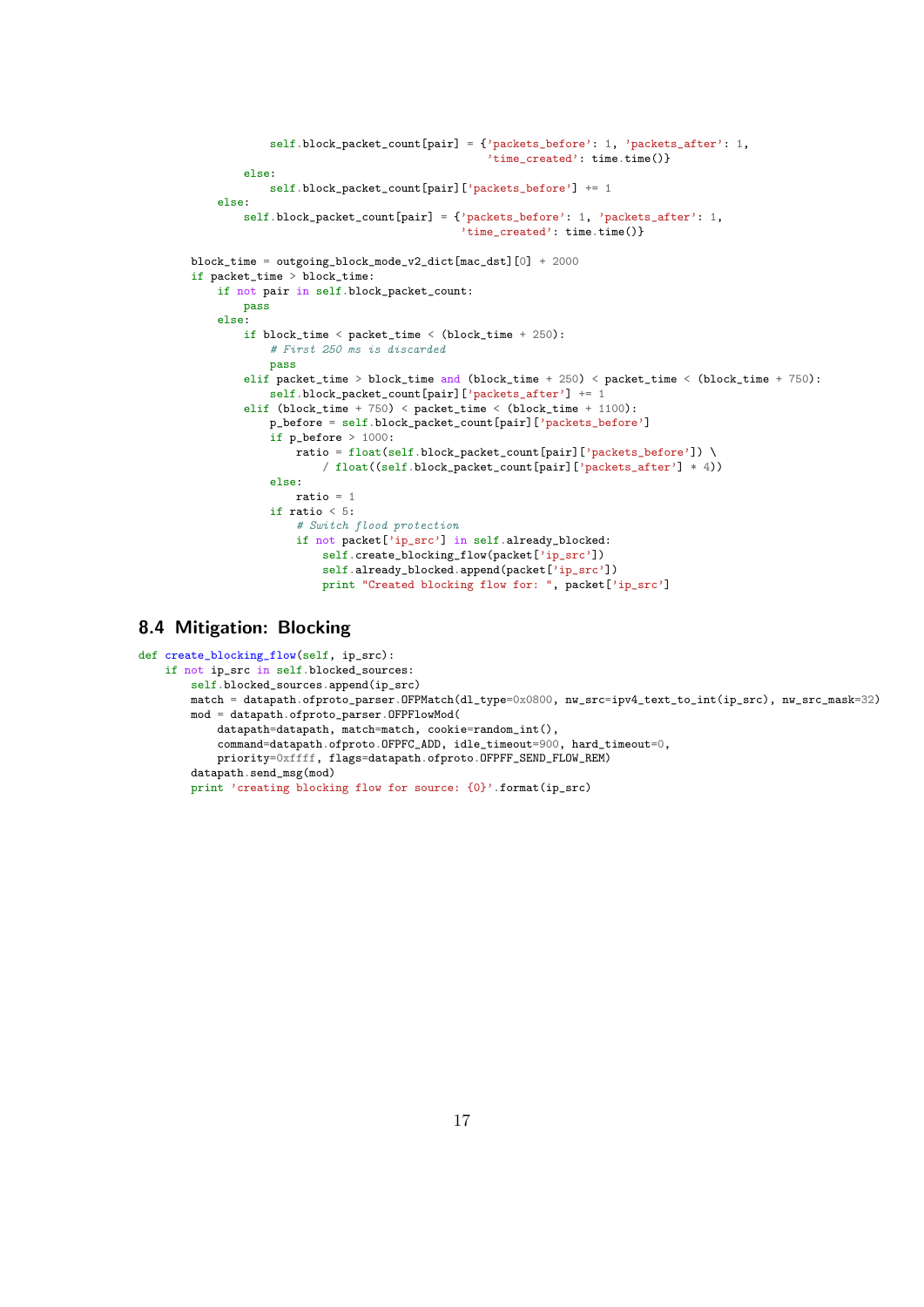```
                self.block_packet_count[pair] = {'packets_before': 1, 'packets_after': 1,
                                                  'time_created': time.time()}
            else:
                self.block_packet_count[pair]['packets_before'] += 1
        else:
            self.block_packet_count[pair] = {'packets_before': 1, 'packets_after': 1,
                                              'time_created': time.time()}

    block_time = outgoing_block_mode_v2_dict[mac_dst][0] + 2000
    if packet_time > block_time:
        if not pair in self.block_packet_count:
            pass
        else:
            if block_time < packet_time < (block_time + 250):
                # First 250 ms is discarded
                pass
            elif packet_time > block_time and (block_time + 250) < packet_time < (block_time + 750):
                self.block_packet_count[pair]['packets_after'] += 1
            elif (block_time + 750) < packet_time < (block_time + 1100):
                p_before = self.block_packet_count[pair]['packets_before']
                if p_before > 1000:
                    ratio = float(self.block_packet_count[pair]['packets_before']) \
                        / float((self.block_packet_count[pair]['packets_after'] * 4))
                else:
                    ratio = 1
                if ratio < 5:
                    # Switch flood protection
                    if not packet['ip_src'] in self.already_blocked:
                        self.create_blocking_flow(packet['ip_src'])
                        self.already_blocked.append(packet['ip_src'])
                        print "Created blocking flow for: ", packet['ip_src']
```

## 8.4 Mitigation: Blocking

```
def create_blocking_flow(self, ip_src):
    if not ip_src in self.blocked_sources:
        self.blocked_sources.append(ip_src)
        match = datapath.ofproto_parser.OFPMatch(dl_type=0x0800, nw_src=ipv4_text_to_int(ip_src), nw_src_mask=32)
        mod = datapath.ofproto_parser.OFPFlowMod(
            datapath=datapath, match=match, cookie=random_int(),
            command=datapath.ofproto.OFPFC_ADD, idle_timeout=900, hard_timeout=0,
            priority=0xffff, flags=datapath.ofproto.OFPFF_SEND_FLOW_REM)
        datapath.send_msg(mod)
        print 'creating blocking flow for source: {0}'.format(ip_src)
```